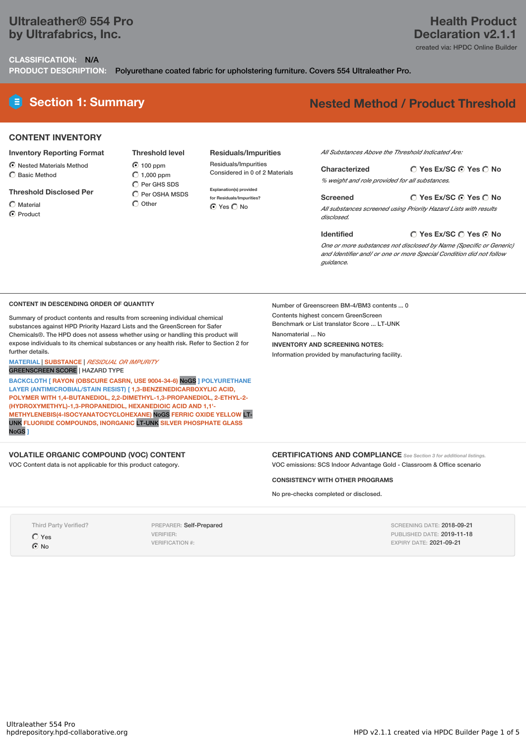# Ultraleather® 554 Pro by Ultrafabrics, Inc.

# Health Product Declaration v2.1.1

created via: HPDC Online Builder

**CLASSIFICATION:** N/A

**PRODUCT DESCRIPTION:** Polyurethane coated fabric for upholstering furniture. Covers 554 Ultraleather Pro.

## Section 1: Summary

## Nested Method / Product Threshold

### CONTENT INVENTORY

**Inventory Reporting Format**

- (●) Nested Materials Method
- ( ) Basic Method

**Threshold Disclosed Per**

- ( ) Material
- (●) Product

**Threshold level**

- (●) 100 ppm
- ( ) 1,000 ppm
- ( ) Per GHS SDS
- ( ) Per OSHA MSDS
- ( ) Other

**Residuals/Impurities**

Residuals/Impurities Considered in 0 of 2 Materials

Explanation(s) provided for Residuals/Impurities?

(●) Yes ( ) No

*All Substances Above the Threshold Indicated Are:*

**Characterized** ( ) Yes Ex/SC (●) Yes ( ) No

*% weight and role provided for all substances.*

**Screened** ( ) Yes Ex/SC (●) Yes ( ) No

*All substances screened using Priority Hazard Lists with results disclosed.*

**Identified** ( ) Yes Ex/SC ( ) Yes (●) No

*One or more substances not disclosed by Name (Specific or Generic) and Identifier and/ or one or more Special Condition did not follow guidance.*

### CONTENT IN DESCENDING ORDER OF QUANTITY

Summary of product contents and results from screening individual chemical substances against HPD Priority Hazard Lists and the GreenScreen for Safer Chemicals®. The HPD does not assess whether using or handling this product will expose individuals to its chemical substances or any health risk. Refer to Section 2 for further details.

MATERIAL | SUBSTANCE | *RESIDUAL OR IMPURITY*
GREENSCREEN SCORE | HAZARD TYPE

**BACKCLOTH [ RAYON (OBSCURE CASRN, USE 9004-34-6)** NoGS **] POLYURETHANE LAYER (ANTIMICROBIAL/STAIN RESIST) [ 1,3-BENZENEDICARBOXYLIC ACID, POLYMER WITH 1,4-BUTANEDIOL, 2,2-DIMETHYL-1,3-PROPANEDIOL, 2-ETHYL-2-(HYDROXYMETHYL)-1,3-PROPANEDIOL, HEXANEDIOIC ACID AND 1,1'-METHYLENEBIS(4-ISOCYANATOCYCLOHEXANE)** NoGS **FERRIC OXIDE YELLOW** LT-UNK **FLUORIDE COMPOUNDS, INORGANIC** LT-UNK **SILVER PHOSPHATE GLASS** NoGS **]**

Number of Greenscreen BM-4/BM3 contents ... 0

Contents highest concern GreenScreen Benchmark or List translator Score ... LT-UNK

Nanomaterial ... No

**INVENTORY AND SCREENING NOTES:**

Information provided by manufacturing facility.

### VOLATILE ORGANIC COMPOUND (VOC) CONTENT

VOC Content data is not applicable for this product category.

### CERTIFICATIONS AND COMPLIANCE

*See Section 3 for additional listings.*

VOC emissions: SCS Indoor Advantage Gold - Classroom & Office scenario

### CONSISTENCY WITH OTHER PROGRAMS

No pre-checks completed or disclosed.

Third Party Verified?

- ( ) Yes
- (●) No

PREPARER: Self-Prepared
VERIFIER:
VERIFICATION #:

SCREENING DATE: 2018-09-21
PUBLISHED DATE: 2019-11-18
EXPIRY DATE: 2021-09-21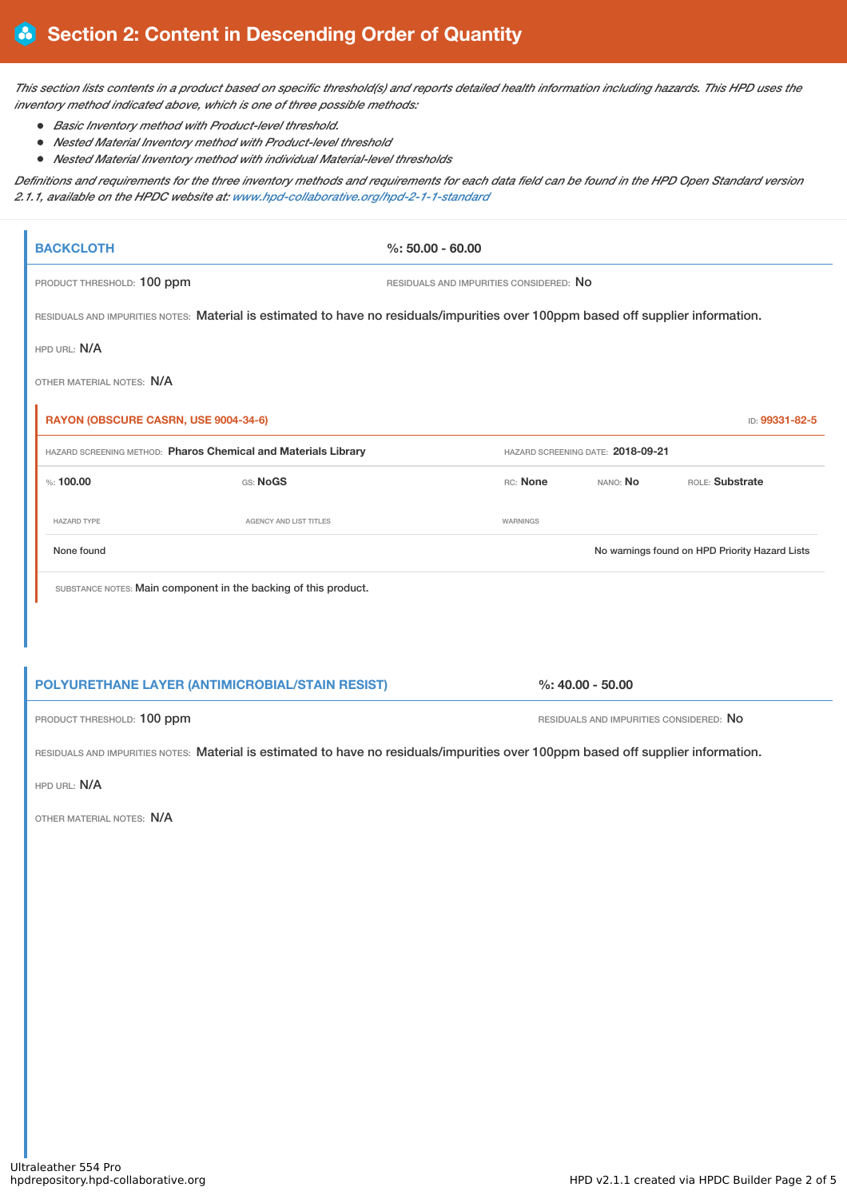# Section 2: Content in Descending Order of Quantity

*This section lists contents in a product based on specific threshold(s) and reports detailed health information including hazards. This HPD uses the inventory method indicated above, which is one of three possible methods:*

- *Basic Inventory method with Product-level threshold.*
- *Nested Material Inventory method with Product-level threshold*
- *Nested Material Inventory method with individual Material-level thresholds*

*Definitions and requirements for the three inventory methods and requirements for each data field can be found in the HPD Open Standard version 2.1.1, available on the HPDC website at: www.hpd-collaborative.org/hpd-2-1-1-standard*

## BACKCLOTH

**%: 50.00 - 60.00**

PRODUCT THRESHOLD: 100 ppm

RESIDUALS AND IMPURITIES CONSIDERED: No

RESIDUALS AND IMPURITIES NOTES: Material is estimated to have no residuals/impurities over 100ppm based off supplier information.

HPD URL: N/A

OTHER MATERIAL NOTES: N/A

### RAYON (OBSCURE CASRN, USE 9004-34-6)

ID: 99331-82-5

HAZARD SCREENING METHOD: **Pharos Chemical and Materials Library**

HAZARD SCREENING DATE: **2018-09-21**

%: **100.00** | GS: **NoGS** | RC: **None** | NANO: **No** | ROLE: **Substrate**

| HAZARD TYPE | AGENCY AND LIST TITLES | WARNINGS |
|---|---|---|
| None found | | No warnings found on HPD Priority Hazard Lists |

SUBSTANCE NOTES: Main component in the backing of this product.

## POLYURETHANE LAYER (ANTIMICROBIAL/STAIN RESIST)

**%: 40.00 - 50.00**

PRODUCT THRESHOLD: 100 ppm

RESIDUALS AND IMPURITIES CONSIDERED: No

RESIDUALS AND IMPURITIES NOTES: Material is estimated to have no residuals/impurities over 100ppm based off supplier information.

HPD URL: N/A

OTHER MATERIAL NOTES: N/A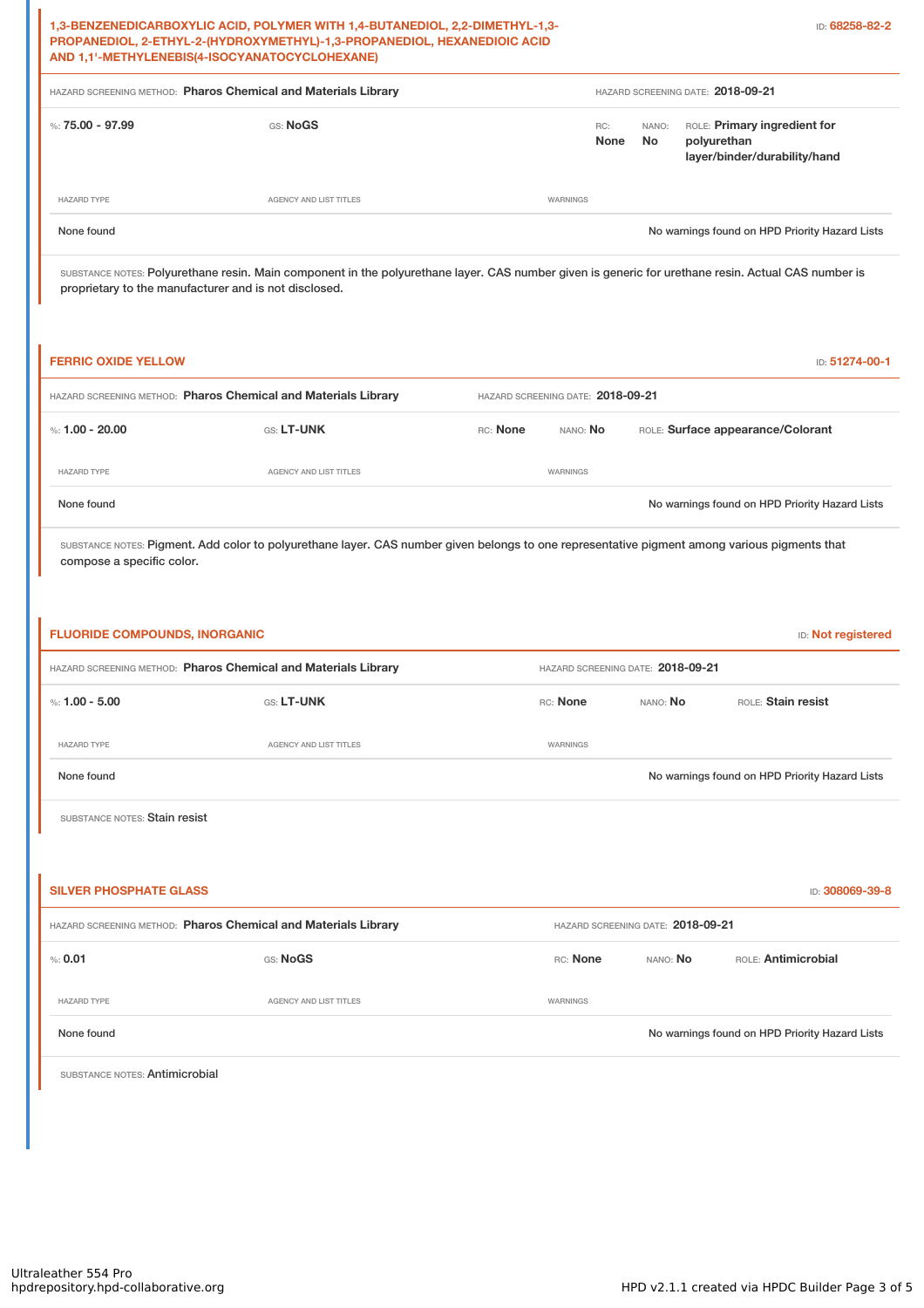### 1,3-BENZENEDICARBOXYLIC ACID, POLYMER WITH 1,4-BUTANEDIOL, 2,2-DIMETHYL-1,3-PROPANEDIOL, 2-ETHYL-2-(HYDROXYMETHYL)-1,3-PROPANEDIOL, HEXANEDIOIC ACID AND 1,1'-METHYLENEBIS(4-ISOCYANATOCYCLOHEXANE)

ID: 68258-82-2

HAZARD SCREENING METHOD: **Pharos Chemical and Materials Library** HAZARD SCREENING DATE: **2018-09-21**

%: **75.00 - 97.99** GS: **NoGS** RC: **None** NANO: **No** ROLE: **Primary ingredient for polyurethan layer/binder/durability/hand**

| HAZARD TYPE | AGENCY AND LIST TITLES | WARNINGS |
|---|---|---|
| None found | | No warnings found on HPD Priority Hazard Lists |

SUBSTANCE NOTES: Polyurethane resin. Main component in the polyurethane layer. CAS number given is generic for urethane resin. Actual CAS number is proprietary to the manufacturer and is not disclosed.

### FERRIC OXIDE YELLOW

ID: 51274-00-1

HAZARD SCREENING METHOD: **Pharos Chemical and Materials Library** HAZARD SCREENING DATE: **2018-09-21**

%: **1.00 - 20.00** GS: **LT-UNK** RC: **None** NANO: **No** ROLE: **Surface appearance/Colorant**

| HAZARD TYPE | AGENCY AND LIST TITLES | WARNINGS |
|---|---|---|
| None found | | No warnings found on HPD Priority Hazard Lists |

SUBSTANCE NOTES: Pigment. Add color to polyurethane layer. CAS number given belongs to one representative pigment among various pigments that compose a specific color.

### FLUORIDE COMPOUNDS, INORGANIC

ID: Not registered

HAZARD SCREENING METHOD: **Pharos Chemical and Materials Library** HAZARD SCREENING DATE: **2018-09-21**

%: **1.00 - 5.00** GS: **LT-UNK** RC: **None** NANO: **No** ROLE: **Stain resist**

| HAZARD TYPE | AGENCY AND LIST TITLES | WARNINGS |
|---|---|---|
| None found | | No warnings found on HPD Priority Hazard Lists |

SUBSTANCE NOTES: Stain resist

### SILVER PHOSPHATE GLASS

ID: 308069-39-8

HAZARD SCREENING METHOD: **Pharos Chemical and Materials Library** HAZARD SCREENING DATE: **2018-09-21**

%: **0.01** GS: **NoGS** RC: **None** NANO: **No** ROLE: **Antimicrobial**

| HAZARD TYPE | AGENCY AND LIST TITLES | WARNINGS |
|---|---|---|
| None found | | No warnings found on HPD Priority Hazard Lists |

SUBSTANCE NOTES: Antimicrobial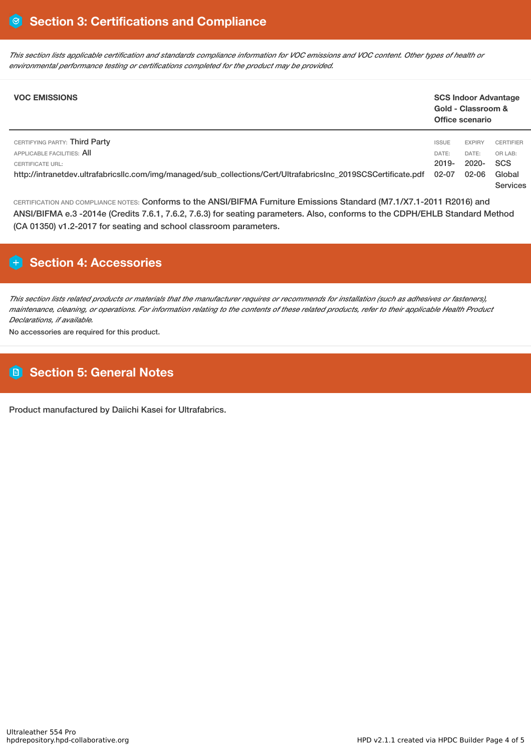## Section 3: Certifications and Compliance

*This section lists applicable certification and standards compliance information for VOC emissions and VOC content. Other types of health or environmental performance testing or certifications completed for the product may be provided.*

| VOC EMISSIONS | | | SCS Indoor Advantage Gold - Classroom & Office scenario |
|---|---|---|---|
| CERTIFYING PARTY: Third Party<br>APPLICABLE FACILITIES: All<br>CERTIFICATE URL:<br>http://intranetdev.ultrafabricsllc.com/img/managed/sub_collections/Cert/UltrafabricsInc_2019SCSCertificate.pdf | ISSUE DATE: 2019-02-07 | EXPIRY DATE: 2020-02-06 | CERTIFIER OR LAB: SCS Global Services |

CERTIFICATION AND COMPLIANCE NOTES: Conforms to the ANSI/BIFMA Furniture Emissions Standard (M7.1/X7.1-2011 R2016) and ANSI/BIFMA e.3 -2014e (Credits 7.6.1, 7.6.2, 7.6.3) for seating parameters. Also, conforms to the CDPH/EHLB Standard Method (CA 01350) v1.2-2017 for seating and school classroom parameters.

## Section 4: Accessories

*This section lists related products or materials that the manufacturer requires or recommends for installation (such as adhesives or fasteners), maintenance, cleaning, or operations. For information relating to the contents of these related products, refer to their applicable Health Product Declarations, if available.*

No accessories are required for this product.

## Section 5: General Notes

Product manufactured by Daiichi Kasei for Ultrafabrics.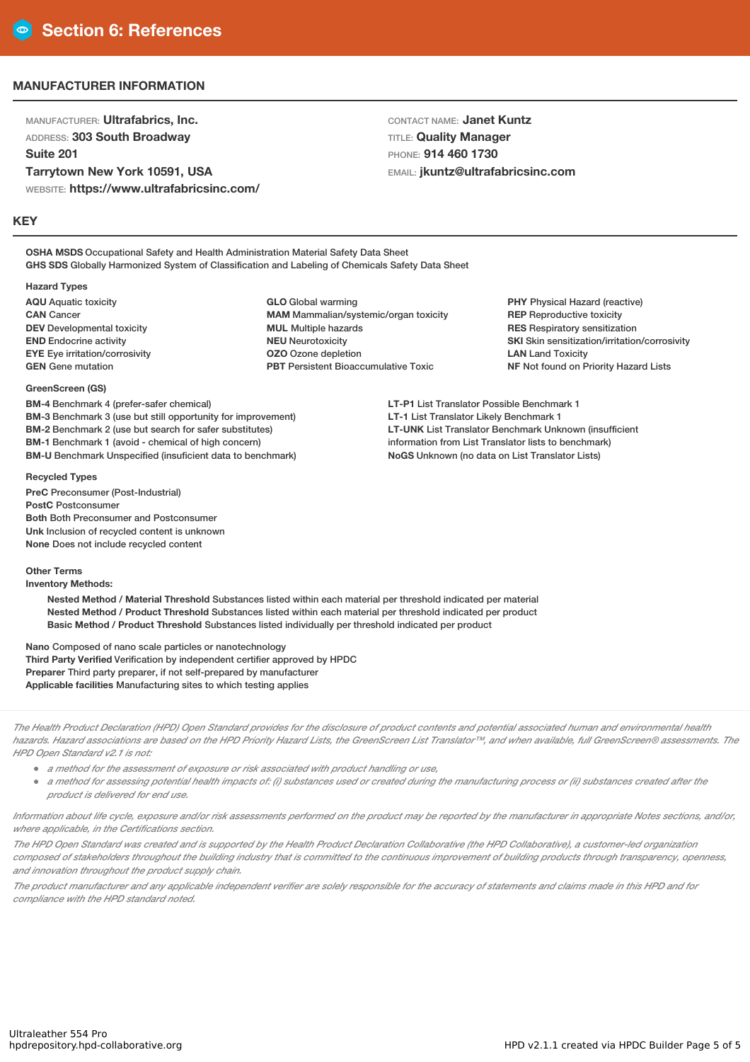# Section 6: References

## MANUFACTURER INFORMATION

MANUFACTURER: **Ultrafabrics, Inc.**
ADDRESS: **303 South Broadway**
**Suite 201**
**Tarrytown New York 10591, USA**
WEBSITE: **https://www.ultrafabricsinc.com/**

CONTACT NAME: **Janet Kuntz**
TITLE: **Quality Manager**
PHONE: **914 460 1730**
EMAIL: **jkuntz@ultrafabricsinc.com**

## KEY

**OSHA MSDS** Occupational Safety and Health Administration Material Safety Data Sheet
**GHS SDS** Globally Harmonized System of Classification and Labeling of Chemicals Safety Data Sheet

**Hazard Types**

**AQU** Aquatic toxicity
**CAN** Cancer
**DEV** Developmental toxicity
**END** Endocrine activity
**EYE** Eye irritation/corrosivity
**GEN** Gene mutation
**GLO** Global warming
**MAM** Mammalian/systemic/organ toxicity
**MUL** Multiple hazards
**NEU** Neurotoxicity
**OZO** Ozone depletion
**PBT** Persistent Bioaccumulative Toxic
**PHY** Physical Hazard (reactive)
**REP** Reproductive toxicity
**RES** Respiratory sensitization
**SKI** Skin sensitization/irritation/corrosivity
**LAN** Land Toxicity
**NF** Not found on Priority Hazard Lists

**GreenScreen (GS)**

**BM-4** Benchmark 4 (prefer-safer chemical)
**BM-3** Benchmark 3 (use but still opportunity for improvement)
**BM-2** Benchmark 2 (use but search for safer substitutes)
**BM-1** Benchmark 1 (avoid - chemical of high concern)
**BM-U** Benchmark Unspecified (insuficient data to benchmark)
**LT-P1** List Translator Possible Benchmark 1
**LT-1** List Translator Likely Benchmark 1
**LT-UNK** List Translator Benchmark Unknown (insufficient information from List Translator lists to benchmark)
**NoGS** Unknown (no data on List Translator Lists)

**Recycled Types**

**PreC** Preconsumer (Post-Industrial)
**PostC** Postconsumer
**Both** Both Preconsumer and Postconsumer
**Unk** Inclusion of recycled content is unknown
**None** Does not include recycled content

**Other Terms**
**Inventory Methods:**

**Nested Method / Material Threshold** Substances listed within each material per threshold indicated per material
**Nested Method / Product Threshold** Substances listed within each material per threshold indicated per product
**Basic Method / Product Threshold** Substances listed individually per threshold indicated per product

**Nano** Composed of nano scale particles or nanotechnology
**Third Party Verified** Verification by independent certifier approved by HPDC
**Preparer** Third party preparer, if not self-prepared by manufacturer
**Applicable facilities** Manufacturing sites to which testing applies

*The Health Product Declaration (HPD) Open Standard provides for the disclosure of product contents and potential associated human and environmental health hazards. Hazard associations are based on the HPD Priority Hazard Lists, the GreenScreen List Translator™, and when available, full GreenScreen® assessments. The HPD Open Standard v2.1 is not:*

- *a method for the assessment of exposure or risk associated with product handling or use,*
- *a method for assessing potential health impacts of: (i) substances used or created during the manufacturing process or (ii) substances created after the product is delivered for end use.*

*Information about life cycle, exposure and/or risk assessments performed on the product may be reported by the manufacturer in appropriate Notes sections, and/or, where applicable, in the Certifications section.*

*The HPD Open Standard was created and is supported by the Health Product Declaration Collaborative (the HPD Collaborative), a customer-led organization composed of stakeholders throughout the building industry that is committed to the continuous improvement of building products through transparency, openness, and innovation throughout the product supply chain.*

*The product manufacturer and any applicable independent verifier are solely responsible for the accuracy of statements and claims made in this HPD and for compliance with the HPD standard noted.*